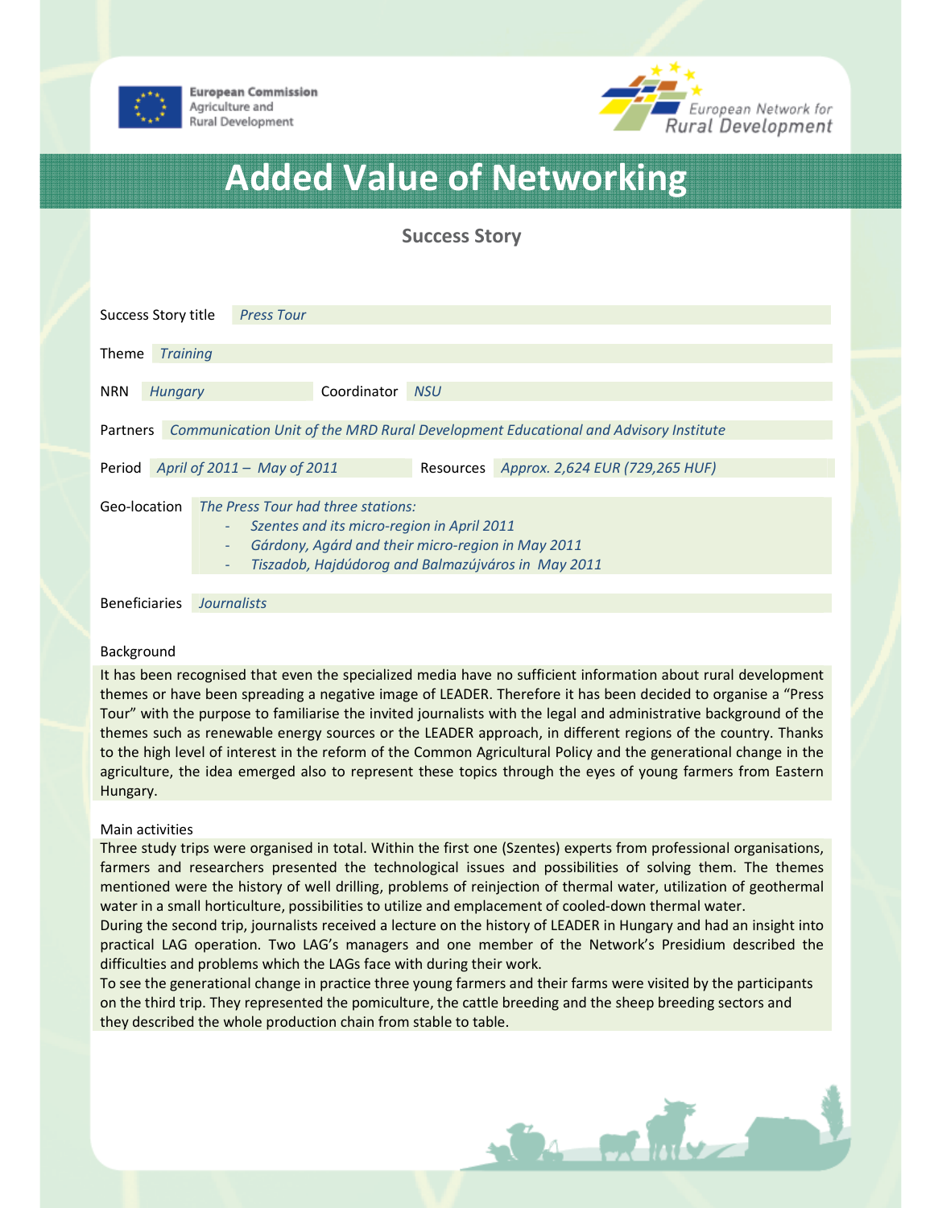European Commission
Agriculture and
Rural Development

European Network for
Rural Development

# Added Value of Networking

## Success Story

**Success Story title** *Press Tour*

**Theme** *Training*

**NRN** *Hungary* **Coordinator** *NSU*

**Partners** *Communication Unit of the MRD Rural Development Educational and Advisory Institute*

**Period** *April of 2011 – May of 2011* **Resources** *Approx. 2,624 EUR (729,265 HUF)*

**Geo-location** *The Press Tour had three stations:*

- *Szentes and its micro-region in April 2011*
- *Gárdony, Agárd and their micro-region in May 2011*
- *Tiszadob, Hajdúdorog and Balmazújváros in May 2011*

**Beneficiaries** *Journalists*

### Background

It has been recognised that even the specialized media have no sufficient information about rural development themes or have been spreading a negative image of LEADER. Therefore it has been decided to organise a “Press Tour” with the purpose to familiarise the invited journalists with the legal and administrative background of the themes such as renewable energy sources or the LEADER approach, in different regions of the country. Thanks to the high level of interest in the reform of the Common Agricultural Policy and the generational change in the agriculture, the idea emerged also to represent these topics through the eyes of young farmers from Eastern Hungary.

### Main activities

Three study trips were organised in total. Within the first one (Szentes) experts from professional organisations, farmers and researchers presented the technological issues and possibilities of solving them. The themes mentioned were the history of well drilling, problems of reinjection of thermal water, utilization of geothermal water in a small horticulture, possibilities to utilize and emplacement of cooled-down thermal water.

During the second trip, journalists received a lecture on the history of LEADER in Hungary and had an insight into practical LAG operation. Two LAG’s managers and one member of the Network’s Presidium described the difficulties and problems which the LAGs face with during their work.

To see the generational change in practice three young farmers and their farms were visited by the participants on the third trip. They represented the pomiculture, the cattle breeding and the sheep breeding sectors and they described the whole production chain from stable to table.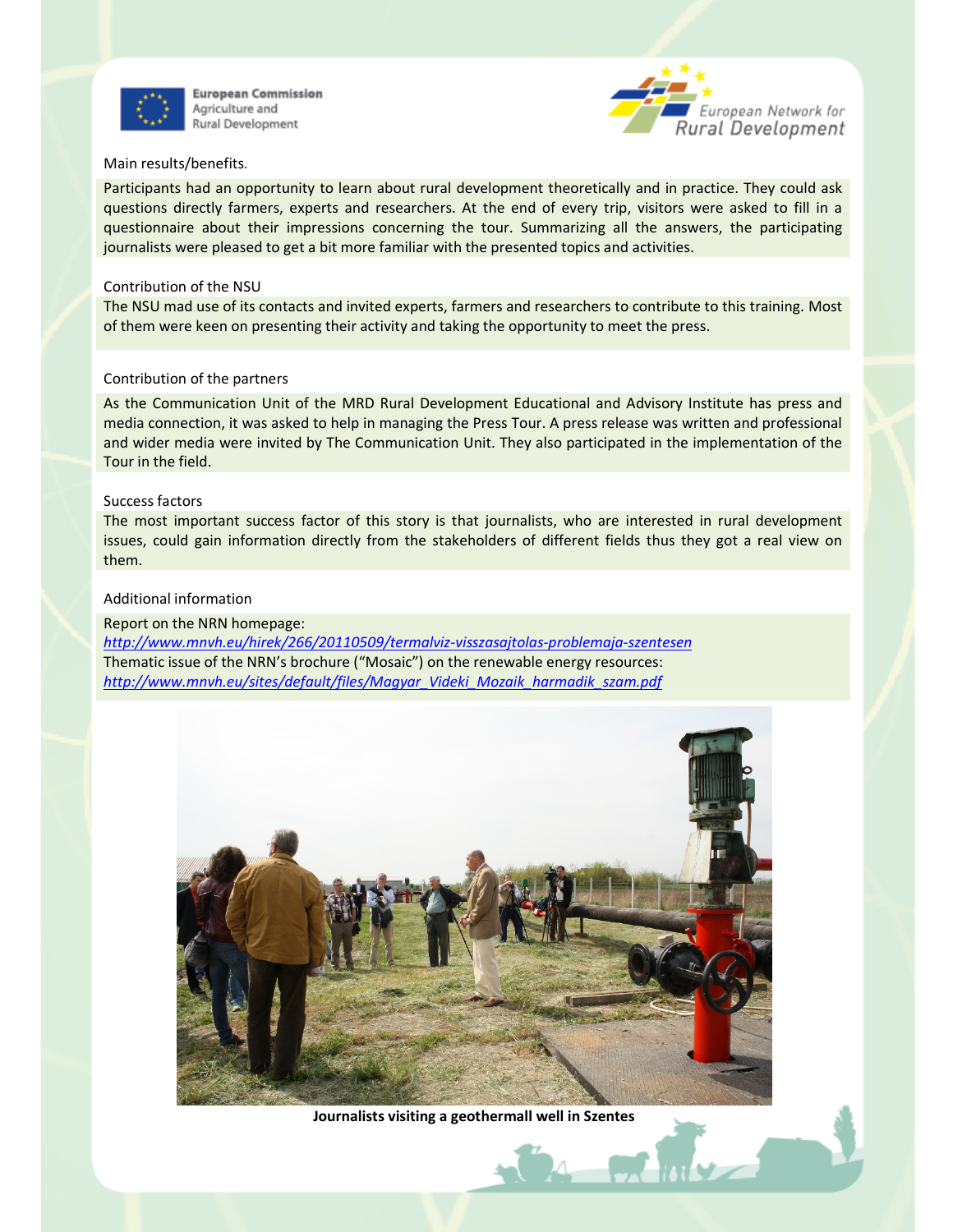Main results/benefits.

Participants had an opportunity to learn about rural development theoretically and in practice. They could ask questions directly farmers, experts and researchers. At the end of every trip, visitors were asked to fill in a questionnaire about their impressions concerning the tour. Summarizing all the answers, the participating journalists were pleased to get a bit more familiar with the presented topics and activities.

Contribution of the NSU

The NSU mad use of its contacts and invited experts, farmers and researchers to contribute to this training. Most of them were keen on presenting their activity and taking the opportunity to meet the press.

Contribution of the partners

As the Communication Unit of the MRD Rural Development Educational and Advisory Institute has press and media connection, it was asked to help in managing the Press Tour. A press release was written and professional and wider media were invited by The Communication Unit. They also participated in the implementation of the Tour in the field.

Success factors

The most important success factor of this story is that journalists, who are interested in rural development issues, could gain information directly from the stakeholders of different fields thus they got a real view on them.

Additional information

Report on the NRN homepage:
*http://www.mnvh.eu/hirek/266/20110509/termalviz-visszasajtolas-problemaja-szentesen*
Thematic issue of the NRN's brochure ("Mosaic") on the renewable energy resources:
*http://www.mnvh.eu/sites/default/files/Magyar_Videki_Mozaik_harmadik_szam.pdf*

**Journalists visiting a geothermall well in Szentes**